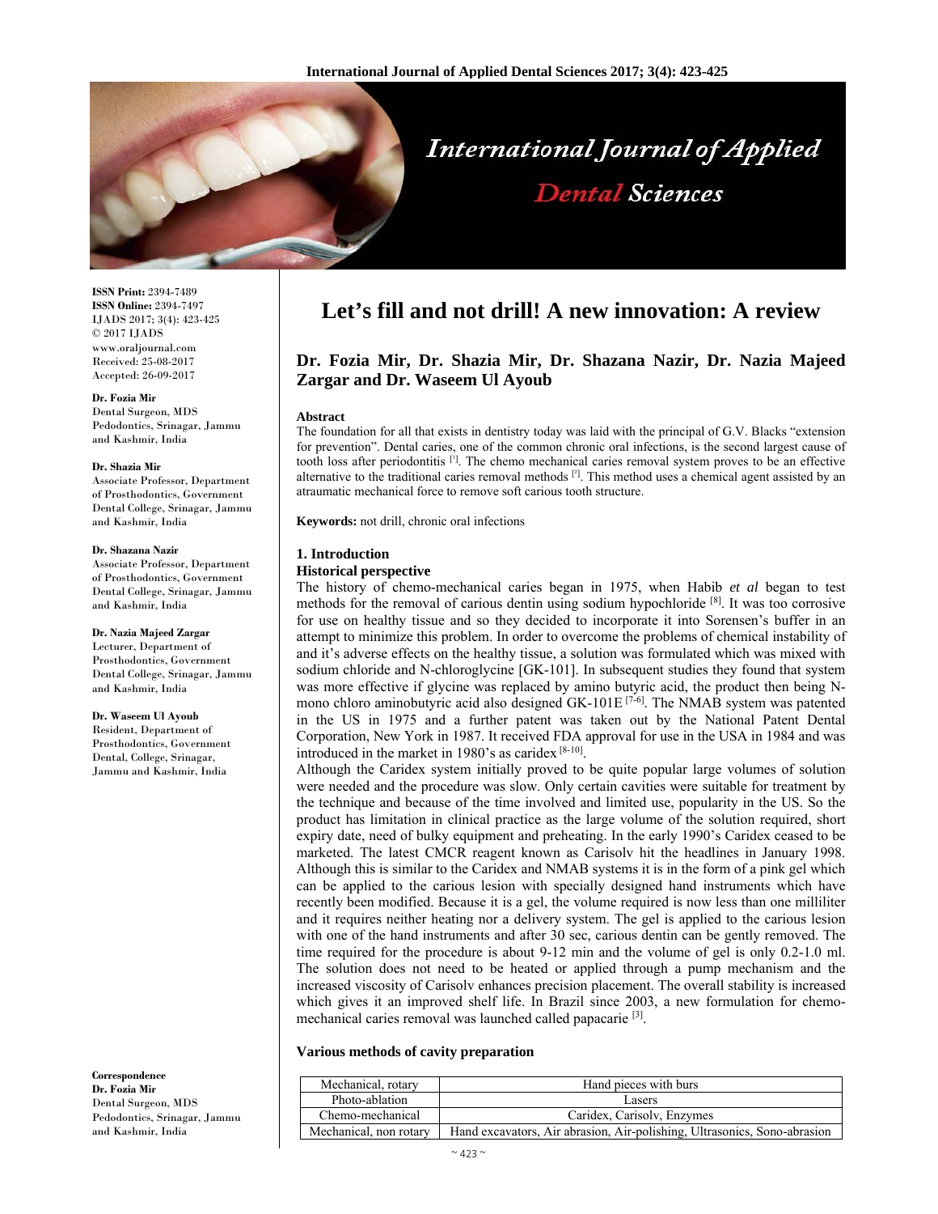# Let's fill and not drill! A new innovation: A review

**Dr. Fozia Mir, Dr. Shazia Mir, Dr. Shazana Nazir, Dr. Nazia Majeed Zargar and Dr. Waseem Ul Ayoub**

**ISSN Print:** 2394-7489
**ISSN Online:** 2394-7497
IJADS 2017; 3(4): 423-425
© 2017 IJADS
www.oraljournal.com
Received: 25-08-2017
Accepted: 26-09-2017

**Dr. Fozia Mir**
Dental Surgeon, MDS Pedodontics, Srinagar, Jammu and Kashmir, India

**Dr. Shazia Mir**
Associate Professor, Department of Prosthodontics, Government Dental College, Srinagar, Jammu and Kashmir, India

**Dr. Shazana Nazir**
Associate Professor, Department of Prosthodontics, Government Dental College, Srinagar, Jammu and Kashmir, India

**Dr. Nazia Majeed Zargar**
Lecturer, Department of Prosthodontics, Government Dental College, Srinagar, Jammu and Kashmir, India

**Dr. Waseem Ul Ayoub**
Resident, Department of Prosthodontics, Government Dental, College, Srinagar, Jammu and Kashmir, India

**Correspondence**
**Dr. Fozia Mir**
Dental Surgeon, MDS Pedodontics, Srinagar, Jammu and Kashmir, India

**Abstract**

The foundation for all that exists in dentistry today was laid with the principal of G.V. Blacks "extension for prevention". Dental caries, one of the common chronic oral infections, is the second largest cause of tooth loss after periodontitis [1]. The chemo mechanical caries removal system proves to be an effective alternative to the traditional caries removal methods [2]. This method uses a chemical agent assisted by an atraumatic mechanical force to remove soft carious tooth structure.

**Keywords:** not drill, chronic oral infections

## 1. Introduction

### Historical perspective

The history of chemo-mechanical caries began in 1975, when Habib *et al* began to test methods for the removal of carious dentin using sodium hypochloride [8]. It was too corrosive for use on healthy tissue and so they decided to incorporate it into Sorensen's buffer in an attempt to minimize this problem. In order to overcome the problems of chemical instability of and it's adverse effects on the healthy tissue, a solution was formulated which was mixed with sodium chloride and N-chloroglycine [GK-101]. In subsequent studies they found that system was more effective if glycine was replaced by amino butyric acid, the product then being N-mono chloro aminobutyric acid also designed GK-101E [7-6]. The NMAB system was patented in the US in 1975 and a further patent was taken out by the National Patent Dental Corporation, New York in 1987. It received FDA approval for use in the USA in 1984 and was introduced in the market in 1980's as caridex [8-10].

Although the Caridex system initially proved to be quite popular large volumes of solution were needed and the procedure was slow. Only certain cavities were suitable for treatment by the technique and because of the time involved and limited use, popularity in the US. So the product has limitation in clinical practice as the large volume of the solution required, short expiry date, need of bulky equipment and preheating. In the early 1990's Caridex ceased to be marketed. The latest CMCR reagent known as Carisolv hit the headlines in January 1998. Although this is similar to the Caridex and NMAB systems it is in the form of a pink gel which can be applied to the carious lesion with specially designed hand instruments which have recently been modified. Because it is a gel, the volume required is now less than one milliliter and it requires neither heating nor a delivery system. The gel is applied to the carious lesion with one of the hand instruments and after 30 sec, carious dentin can be gently removed. The time required for the procedure is about 9-12 min and the volume of gel is only 0.2-1.0 ml. The solution does not need to be heated or applied through a pump mechanism and the increased viscosity of Carisolv enhances precision placement. The overall stability is increased which gives it an improved shelf life. In Brazil since 2003, a new formulation for chemo-mechanical caries removal was launched called papacarie [3].

**Various methods of cavity preparation**

| | |
|---|---|
| Mechanical, rotary | Hand pieces with burs |
| Photo-ablation | Lasers |
| Chemo-mechanical | Caridex, Carisolv, Enzymes |
| Mechanical, non rotary | Hand excavators, Air abrasion, Air-polishing, Ultrasonics, Sono-abrasion |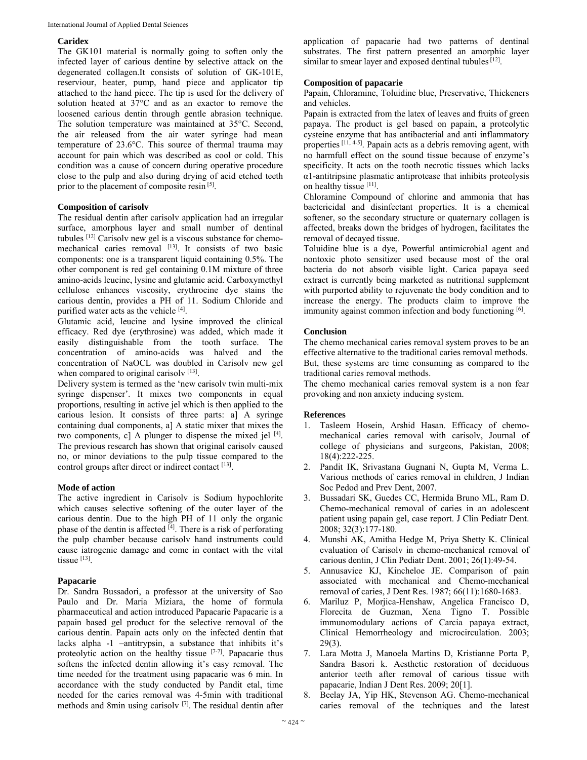**Caridex**

The GK101 material is normally going to soften only the infected layer of carious dentine by selective attack on the degenerated collagen.It consists of solution of GK-101E, reserviour, heater, pump, hand piece and applicator tip attached to the hand piece. The tip is used for the delivery of solution heated at 37°C and as an exactor to remove the loosened carious dentin through gentle abrasion technique. The solution temperature was maintained at 35°C. Second, the air released from the air water syringe had mean temperature of 23.6°C. This source of thermal trauma may account for pain which was described as cool or cold. This condition was a cause of concern during operative procedure close to the pulp and also during drying of acid etched teeth prior to the placement of composite resin [5].

**Composition of carisolv**

The residual dentin after carisolv application had an irregular surface, amorphous layer and small number of dentinal tubules [12] Carisolv new gel is a viscous substance for chemo-mechanical caries removal [13]. It consists of two basic components: one is a transparent liquid containing 0.5%. The other component is red gel containing 0.1M mixture of three amino-acids leucine, lysine and glutamic acid. Carboxymethyl cellulose enhances viscosity, erythrocine dye stains the carious dentin, provides a PH of 11. Sodium Chloride and purified water acts as the vehicle [4].

Glutamic acid, leucine and lysine improved the clinical efficacy. Red dye (erythrosine) was added, which made it easily distinguishable from the tooth surface. The concentration of amino-acids was halved and the concentration of NaOCL was doubled in Carisolv new gel when compared to original carisolv [13].

Delivery system is termed as the 'new carisolv twin multi-mix syringe dispenser'. It mixes two components in equal proportions, resulting in active jel which is then applied to the carious lesion. It consists of three parts: a] A syringe containing dual components, a] A static mixer that mixes the two components, c] A plunger to dispense the mixed jel [4]. The previous research has shown that original carisolv caused no, or minor deviations to the pulp tissue compared to the control groups after direct or indirect contact [13].

**Mode of action**

The active ingredient in Carisolv is Sodium hypochlorite which causes selective softening of the outer layer of the carious dentin. Due to the high PH of 11 only the organic phase of the dentin is affected [4]. There is a risk of perforating the pulp chamber because carisolv hand instruments could cause iatrogenic damage and come in contact with the vital tissue [13].

**Papacarie**

Dr. Sandra Bussadori, a professor at the university of Sao Paulo and Dr. Maria Miziara, the home of formula pharmaceutical and action introduced Papacarie Papacarie is a papain based gel product for the selective removal of the carious dentin. Papain acts only on the infected dentin that lacks alpha -1 –antitrypsin, a substance that inhibits it's proteolytic action on the healthy tissue [7-7]. Papacarie thus softens the infected dentin allowing it's easy removal. The time needed for the treatment using papacarie was 6 min. In accordance with the study conducted by Pandit etal, time needed for the caries removal was 4-5min with traditional methods and 8min using carisolv [7]. The residual dentin after application of papacarie had two patterns of dentinal substrates. The first pattern presented an amorphic layer similar to smear layer and exposed dentinal tubules [12].

**Composition of papacarie**

Papain, Chloramine, Toluidine blue, Preservative, Thickeners and vehicles.

Papain is extracted from the latex of leaves and fruits of green papaya. The product is gel based on papain, a proteolytic cysteine enzyme that has antibacterial and anti inflammatory properties [11, 4-5]. Papain acts as a debris removing agent, with no harmfull effect on the sound tissue because of enzyme's specificity. It acts on the tooth necrotic tissues which lacks α1-antitripsine plasmatic antiprotease that inhibits proteolysis on healthy tissue [11].

Chloramine Compound of chlorine and ammonia that has bactericidal and disinfectant properties. It is a chemical softener, so the secondary structure or quaternary collagen is affected, breaks down the bridges of hydrogen, facilitates the removal of decayed tissue.

Toluidine blue is a dye, Powerful antimicrobial agent and nontoxic photo sensitizer used because most of the oral bacteria do not absorb visible light. Carica papaya seed extract is currently being marketed as nutritional supplement with purported ability to rejuvenate the body condition and to increase the energy. The products claim to improve the immunity against common infection and body functioning [6].

**Conclusion**

The chemo mechanical caries removal system proves to be an effective alternative to the traditional caries removal methods. But, these systems are time consuming as compared to the traditional caries removal methods.

The chemo mechanical caries removal system is a non fear provoking and non anxiety inducing system.

**References**

1. Tasleem Hosein, Arshid Hasan. Efficacy of chemo-mechanical caries removal with carisolv, Journal of college of physicians and surgeons, Pakistan, 2008; 18(4):222-225.
2. Pandit IK, Srivastana Gugnani N, Gupta M, Verma L. Various methods of caries removal in children, J Indian Soc Pedod and Prev Dent, 2007.
3. Bussadari SK, Guedes CC, Hermida Bruno ML, Ram D. Chemo-mechanical removal of caries in an adolescent patient using papain gel, case report. J Clin Pediatr Dent. 2008; 32(3):177-180.
4. Munshi AK, Amitha Hedge M, Priya Shetty K. Clinical evaluation of Carisolv in chemo-mechanical removal of carious dentin, J Clin Pediatr Dent. 2001; 26(1):49-54.
5. Annusavice KJ, Kincheloe JE. Comparison of pain associated with mechanical and Chemo-mechanical removal of caries, J Dent Res. 1987; 66(11):1680-1683.
6. Mariluz P, Morjica-Henshaw, Angelica Francisco D, Florecita de Guzman, Xena Tigno T. Possible immunomodulary actions of Carcia papaya extract, Clinical Hemorrheology and microcirculation. 2003; 29(3).
7. Lara Motta J, Manoela Martins D, Kristianne Porta P, Sandra Basori k. Aesthetic restoration of deciduous anterior teeth after removal of carious tissue with papacarie, Indian J Dent Res. 2009; 20[1].
8. Beelay JA, Yip HK, Stevenson AG. Chemo-mechanical caries removal of the techniques and the latest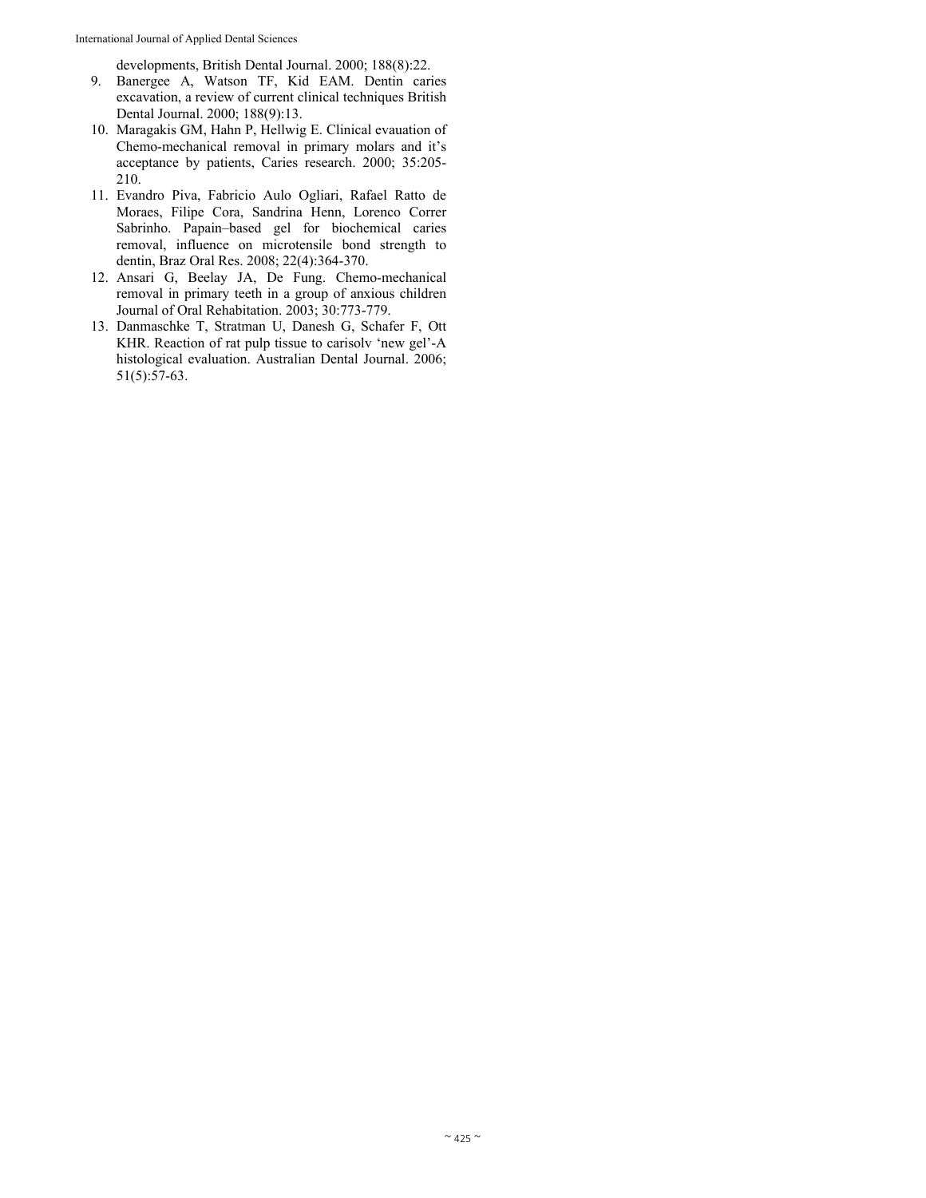developments, British Dental Journal. 2000; 188(8):22.

9. Banergee A, Watson TF, Kid EAM. Dentin caries excavation, a review of current clinical techniques British Dental Journal. 2000; 188(9):13.
10. Maragakis GM, Hahn P, Hellwig E. Clinical evauation of Chemo-mechanical removal in primary molars and it's acceptance by patients, Caries research. 2000; 35:205-210.
11. Evandro Piva, Fabricio Aulo Ogliari, Rafael Ratto de Moraes, Filipe Cora, Sandrina Henn, Lorenco Correr Sabrinho. Papain–based gel for biochemical caries removal, influence on microtensile bond strength to dentin, Braz Oral Res. 2008; 22(4):364-370.
12. Ansari G, Beelay JA, De Fung. Chemo-mechanical removal in primary teeth in a group of anxious children Journal of Oral Rehabitation. 2003; 30:773-779.
13. Danmaschke T, Stratman U, Danesh G, Schafer F, Ott KHR. Reaction of rat pulp tissue to carisolv 'new gel'-A histological evaluation. Australian Dental Journal. 2006; 51(5):57-63.